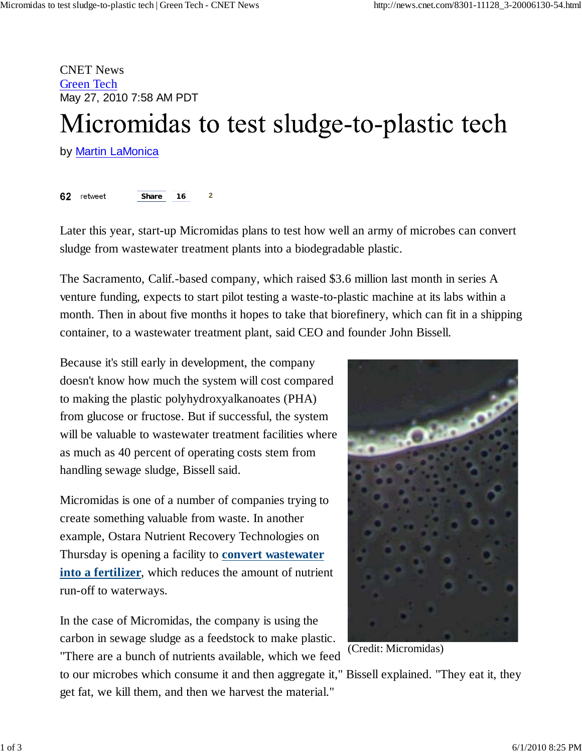CNET News
Green Tech
May 27, 2010 7:58 AM PDT

# Micromidas to test sludge-to-plastic tech

by Martin LaMonica

62 retweet Share 16 2

Later this year, start-up Micromidas plans to test how well an army of microbes can convert sludge from wastewater treatment plants into a biodegradable plastic.

The Sacramento, Calif.-based company, which raised $3.6 million last month in series A venture funding, expects to start pilot testing a waste-to-plastic machine at its labs within a month. Then in about five months it hopes to take that biorefinery, which can fit in a shipping container, to a wastewater treatment plant, said CEO and founder John Bissell.

Because it's still early in development, the company doesn't know how much the system will cost compared to making the plastic polyhydroxyalkanoates (PHA) from glucose or fructose. But if successful, the system will be valuable to wastewater treatment facilities where as much as 40 percent of operating costs stem from handling sewage sludge, Bissell said.

(Credit: Micromidas)

Micromidas is one of a number of companies trying to create something valuable from waste. In another example, Ostara Nutrient Recovery Technologies on Thursday is opening a facility to **convert wastewater into a fertilizer**, which reduces the amount of nutrient run-off to waterways.

In the case of Micromidas, the company is using the carbon in sewage sludge as a feedstock to make plastic. "There are a bunch of nutrients available, which we feed to our microbes which consume it and then aggregate it," Bissell explained. "They eat it, they get fat, we kill them, and then we harvest the material."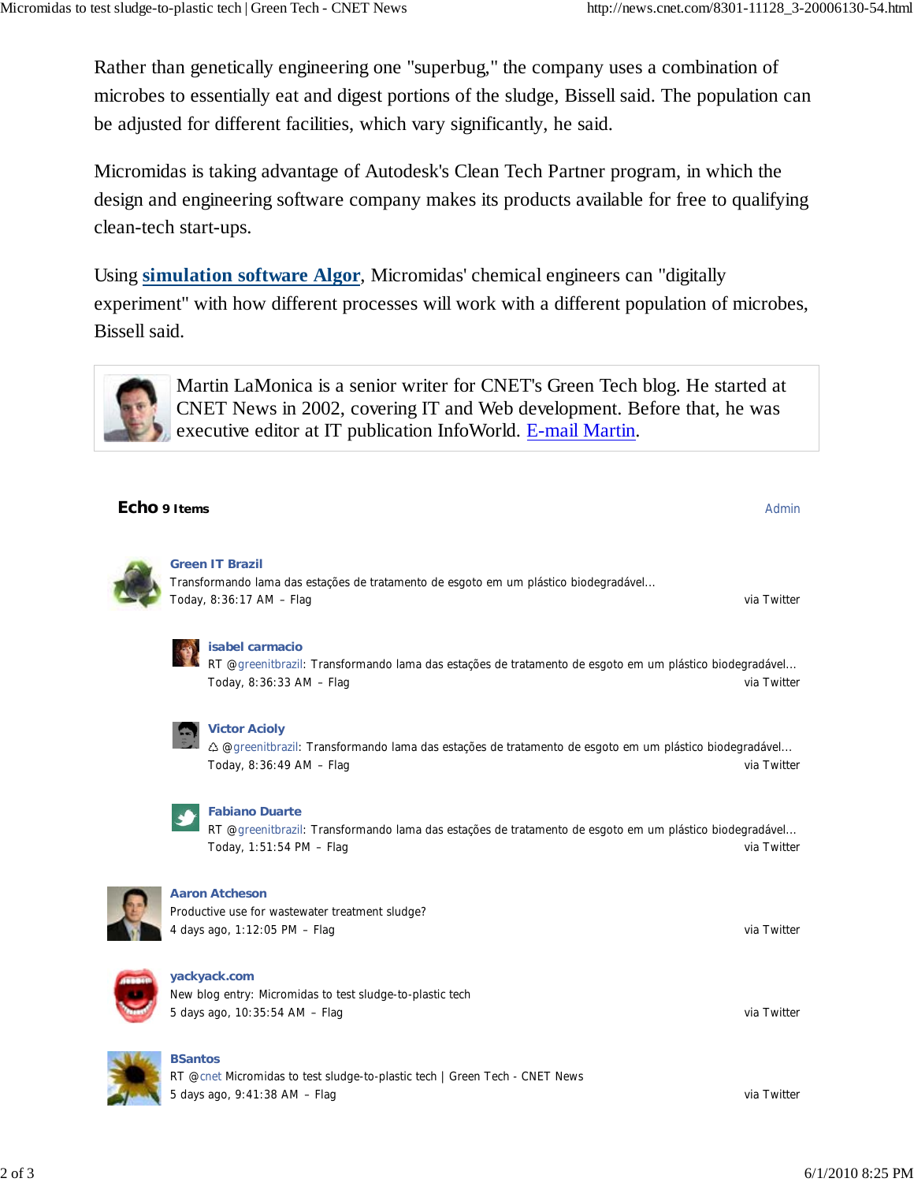Rather than genetically engineering one "superbug," the company uses a combination of microbes to essentially eat and digest portions of the sludge, Bissell said. The population can be adjusted for different facilities, which vary significantly, he said.

Micromidas is taking advantage of Autodesk's Clean Tech Partner program, in which the design and engineering software company makes its products available for free to qualifying clean-tech start-ups.

Using **simulation software Algor**, Micromidas' chemical engineers can "digitally experiment" with how different processes will work with a different population of microbes, Bissell said.

Martin LaMonica is a senior writer for CNET's Green Tech blog. He started at CNET News in 2002, covering IT and Web development. Before that, he was executive editor at IT publication InfoWorld. E-mail Martin.

**Echo 9 Items** Admin

**Green IT Brazil**
Transformando lama das estações de tratamento de esgoto em um plástico biodegradável...
Today, 8:36:17 AM – Flag via Twitter

**isabel carmacio**
RT @greenitbrazil: Transformando lama das estações de tratamento de esgoto em um plástico biodegradável...
Today, 8:36:33 AM – Flag via Twitter

**Victor Acioly**
♺ @greenitbrazil: Transformando lama das estações de tratamento de esgoto em um plástico biodegradável...
Today, 8:36:49 AM – Flag via Twitter

**Fabiano Duarte**
RT @greenitbrazil: Transformando lama das estações de tratamento de esgoto em um plástico biodegradável...
Today, 1:51:54 PM – Flag via Twitter

**Aaron Atcheson**
Productive use for wastewater treatment sludge?
4 days ago, 1:12:05 PM – Flag via Twitter

**yackyack.com**
New blog entry: Micromidas to test sludge-to-plastic tech
5 days ago, 10:35:54 AM – Flag via Twitter

**BSantos**
RT @cnet Micromidas to test sludge-to-plastic tech | Green Tech - CNET News
5 days ago, 9:41:38 AM – Flag via Twitter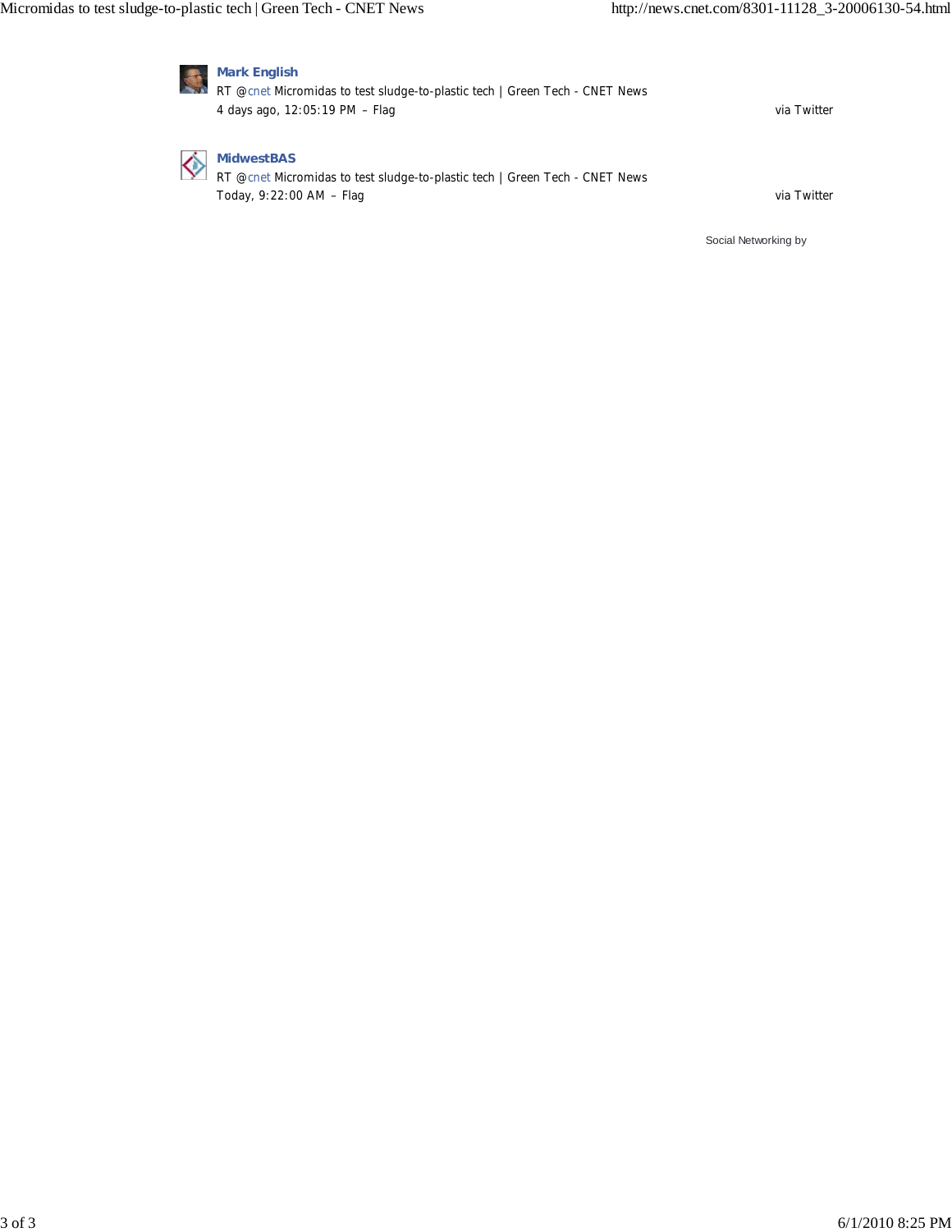**Mark English**

RT @cnet Micromidas to test sludge-to-plastic tech | Green Tech - CNET News

4 days ago, 12:05:19 PM – Flag

via Twitter

**MidwestBAS**

RT @cnet Micromidas to test sludge-to-plastic tech | Green Tech - CNET News

Today, 9:22:00 AM – Flag

via Twitter

Social Networking by